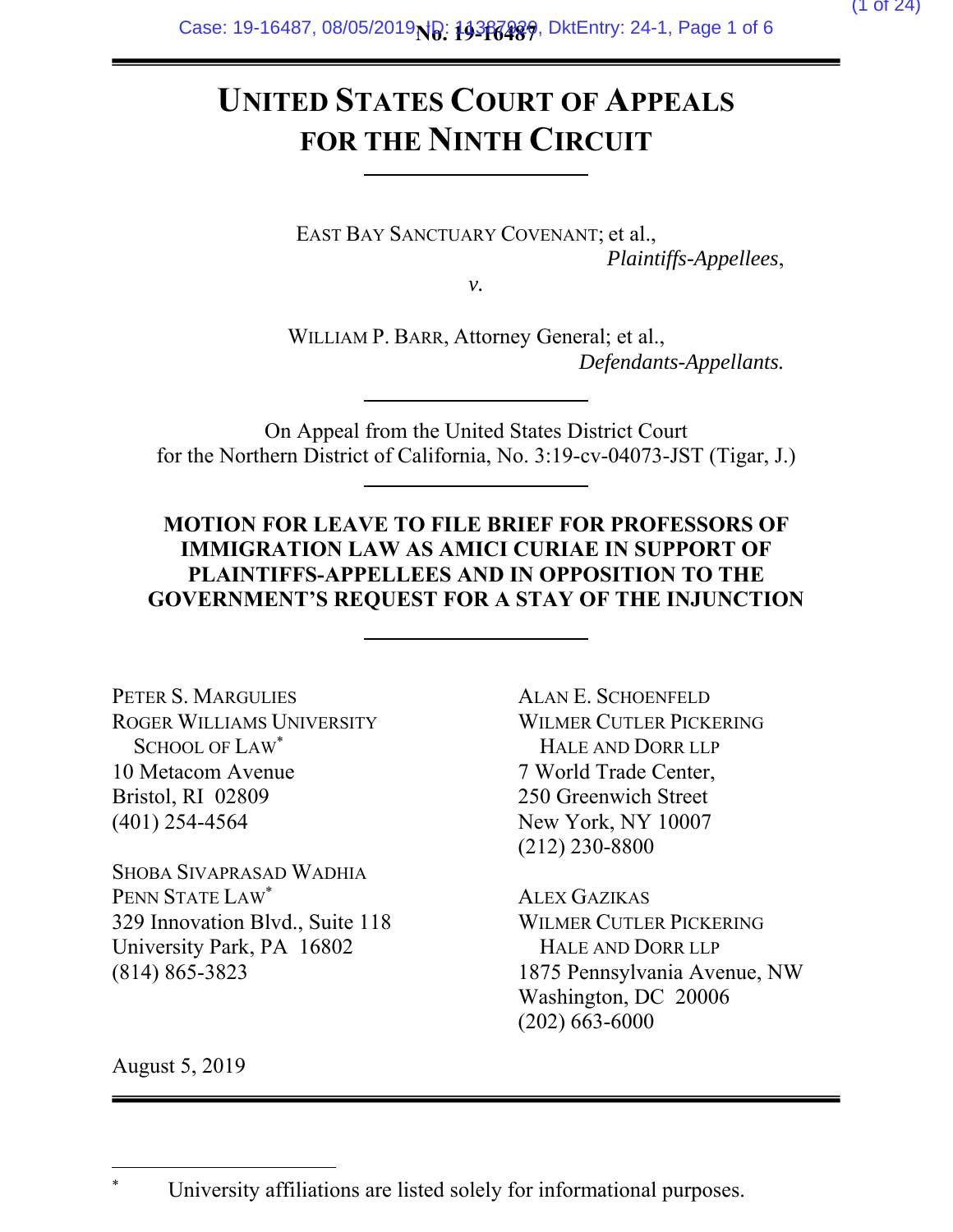No. 19-16487

# UNITED STATES COURT OF APPEALS FOR THE NINTH CIRCUIT

EAST BAY SANCTUARY COVENANT; et al.,
*Plaintiffs-Appellees*,

*v.*

WILLIAM P. BARR, Attorney General; et al.,
*Defendants-Appellants.*

On Appeal from the United States District Court for the Northern District of California, No. 3:19-cv-04073-JST (Tigar, J.)

**MOTION FOR LEAVE TO FILE BRIEF FOR PROFESSORS OF IMMIGRATION LAW AS AMICI CURIAE IN SUPPORT OF PLAINTIFFS-APPELLEES AND IN OPPOSITION TO THE GOVERNMENT'S REQUEST FOR A STAY OF THE INJUNCTION**

PETER S. MARGULIES
ROGER WILLIAMS UNIVERSITY SCHOOL OF LAW*
10 Metacom Avenue
Bristol, RI 02809
(401) 254-4564

SHOBA SIVAPRASAD WADHIA
PENN STATE LAW*
329 Innovation Blvd., Suite 118
University Park, PA 16802
(814) 865-3823

ALAN E. SCHOENFELD
WILMER CUTLER PICKERING HALE AND DORR LLP
7 World Trade Center,
250 Greenwich Street
New York, NY 10007
(212) 230-8800

ALEX GAZIKAS
WILMER CUTLER PICKERING HALE AND DORR LLP
1875 Pennsylvania Avenue, NW
Washington, DC 20006
(202) 663-6000

August 5, 2019

* University affiliations are listed solely for informational purposes.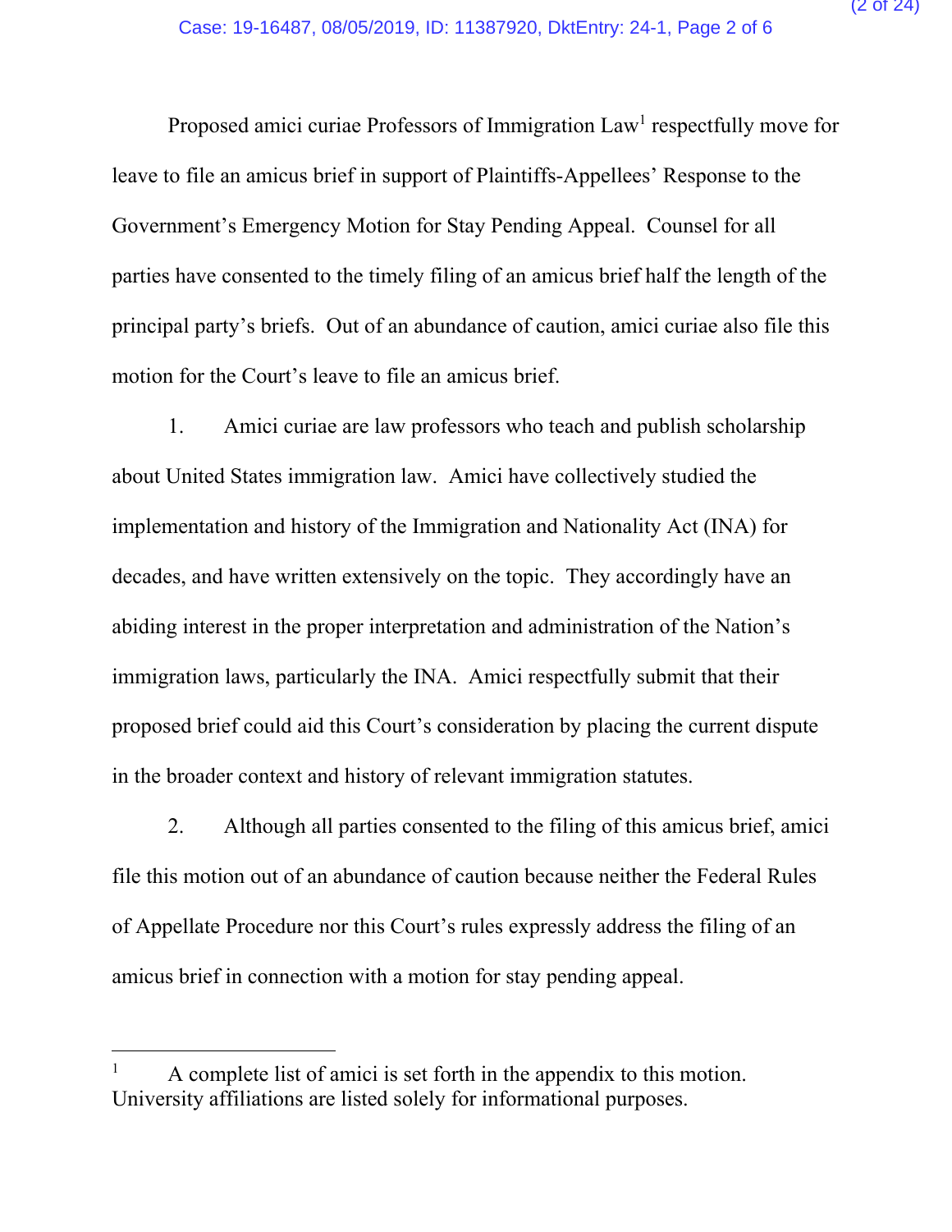Proposed amici curiae Professors of Immigration Law[1] respectfully move for leave to file an amicus brief in support of Plaintiffs-Appellees' Response to the Government's Emergency Motion for Stay Pending Appeal. Counsel for all parties have consented to the timely filing of an amicus brief half the length of the principal party's briefs. Out of an abundance of caution, amici curiae also file this motion for the Court's leave to file an amicus brief.

1. Amici curiae are law professors who teach and publish scholarship about United States immigration law. Amici have collectively studied the implementation and history of the Immigration and Nationality Act (INA) for decades, and have written extensively on the topic. They accordingly have an abiding interest in the proper interpretation and administration of the Nation's immigration laws, particularly the INA. Amici respectfully submit that their proposed brief could aid this Court's consideration by placing the current dispute in the broader context and history of relevant immigration statutes.

2. Although all parties consented to the filing of this amicus brief, amici file this motion out of an abundance of caution because neither the Federal Rules of Appellate Procedure nor this Court's rules expressly address the filing of an amicus brief in connection with a motion for stay pending appeal.

---

[1] A complete list of amici is set forth in the appendix to this motion. University affiliations are listed solely for informational purposes.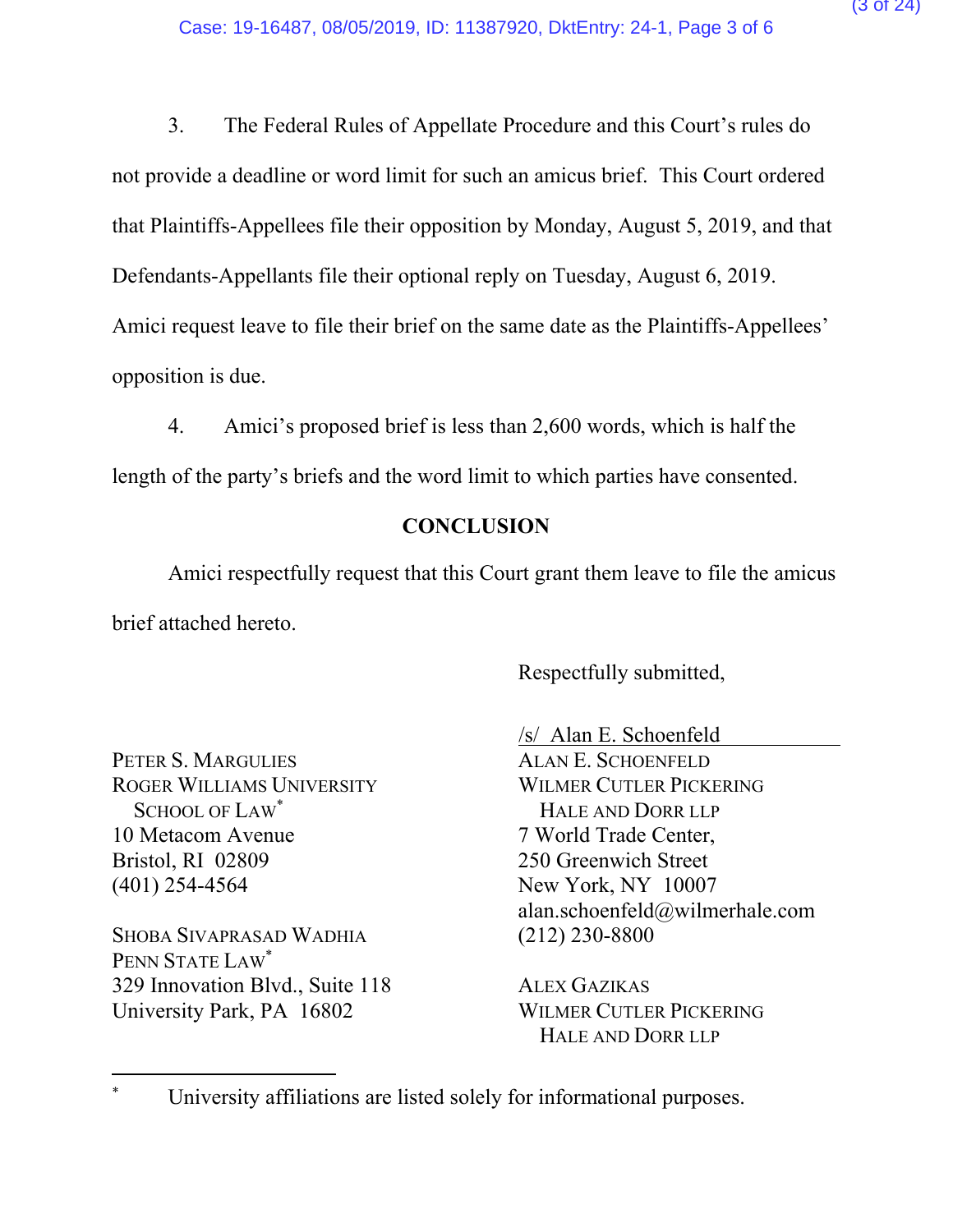3. The Federal Rules of Appellate Procedure and this Court's rules do not provide a deadline or word limit for such an amicus brief. This Court ordered that Plaintiffs-Appellees file their opposition by Monday, August 5, 2019, and that Defendants-Appellants file their optional reply on Tuesday, August 6, 2019. Amici request leave to file their brief on the same date as the Plaintiffs-Appellees' opposition is due.

4. Amici's proposed brief is less than 2,600 words, which is half the length of the party's briefs and the word limit to which parties have consented.

## CONCLUSION

Amici respectfully request that this Court grant them leave to file the amicus brief attached hereto.

Respectfully submitted,

/s/ Alan E. Schoenfeld

ALAN E. SCHOENFELD
WILMER CUTLER PICKERING HALE AND DORR LLP
7 World Trade Center,
250 Greenwich Street
New York, NY 10007
alan.schoenfeld@wilmerhale.com
(212) 230-8800

ALEX GAZIKAS
WILMER CUTLER PICKERING HALE AND DORR LLP

PETER S. MARGULIES
ROGER WILLIAMS UNIVERSITY SCHOOL OF LAW*
10 Metacom Avenue
Bristol, RI 02809
(401) 254-4564

SHOBA SIVAPRASAD WADHIA
PENN STATE LAW*
329 Innovation Blvd., Suite 118
University Park, PA 16802

---

* University affiliations are listed solely for informational purposes.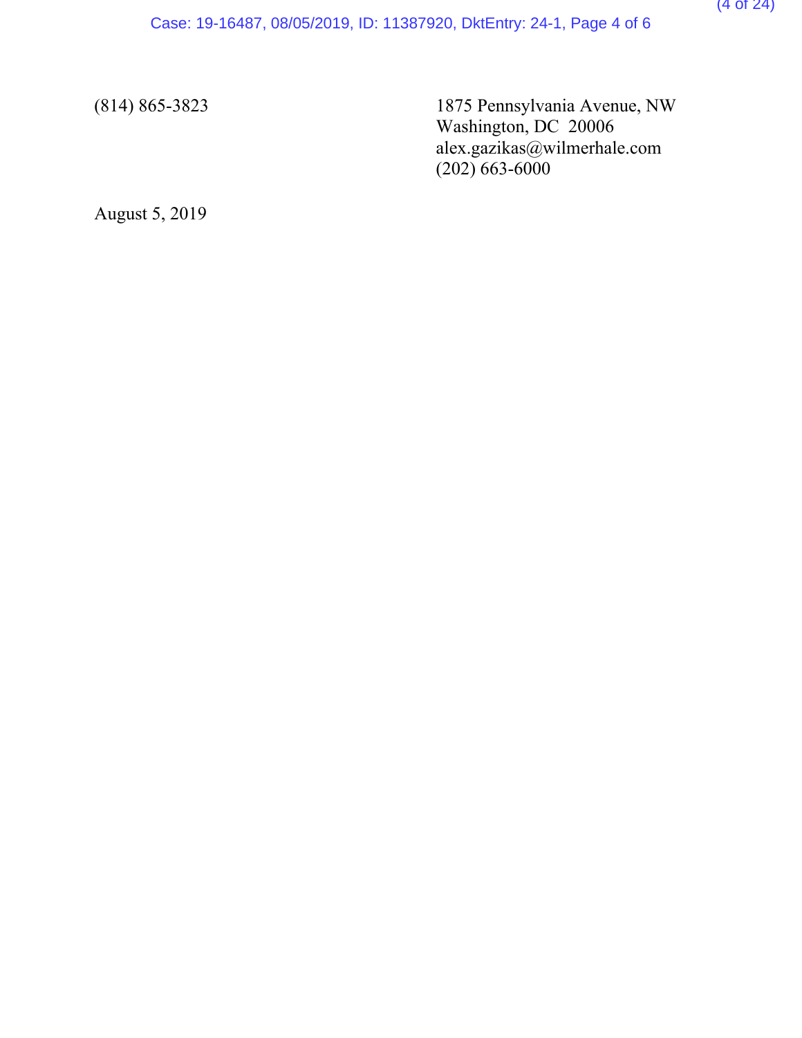(814) 865-3823

1875 Pennsylvania Avenue, NW
Washington, DC 20006
alex.gazikas@wilmerhale.com
(202) 663-6000

August 5, 2019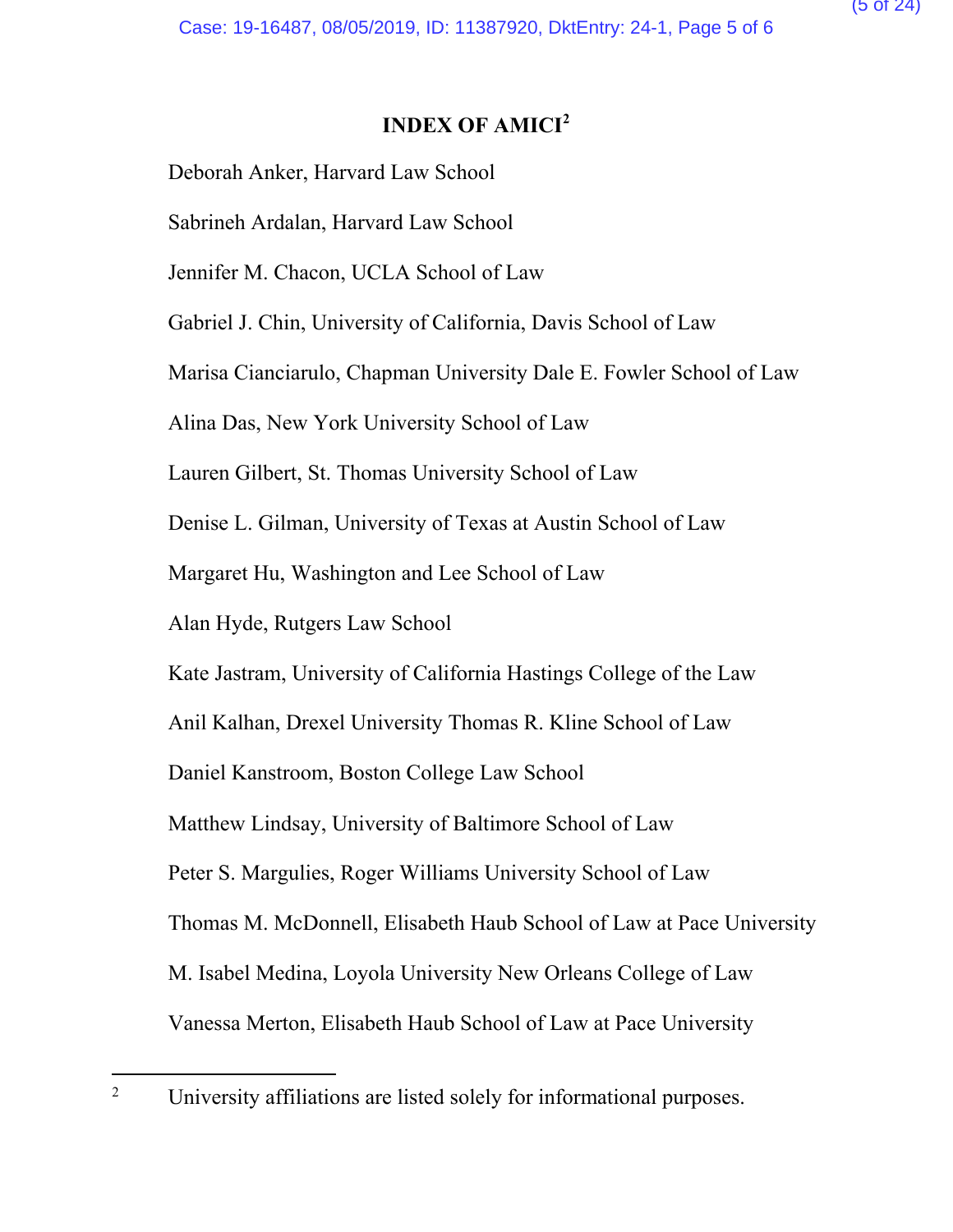# INDEX OF AMICI[2]

Deborah Anker, Harvard Law School

Sabrineh Ardalan, Harvard Law School

Jennifer M. Chacon, UCLA School of Law

Gabriel J. Chin, University of California, Davis School of Law

Marisa Cianciarulo, Chapman University Dale E. Fowler School of Law

Alina Das, New York University School of Law

Lauren Gilbert, St. Thomas University School of Law

Denise L. Gilman, University of Texas at Austin School of Law

Margaret Hu, Washington and Lee School of Law

Alan Hyde, Rutgers Law School

Kate Jastram, University of California Hastings College of the Law

Anil Kalhan, Drexel University Thomas R. Kline School of Law

Daniel Kanstroom, Boston College Law School

Matthew Lindsay, University of Baltimore School of Law

Peter S. Margulies, Roger Williams University School of Law

Thomas M. McDonnell, Elisabeth Haub School of Law at Pace University

M. Isabel Medina, Loyola University New Orleans College of Law

Vanessa Merton, Elisabeth Haub School of Law at Pace University

---

[2] University affiliations are listed solely for informational purposes.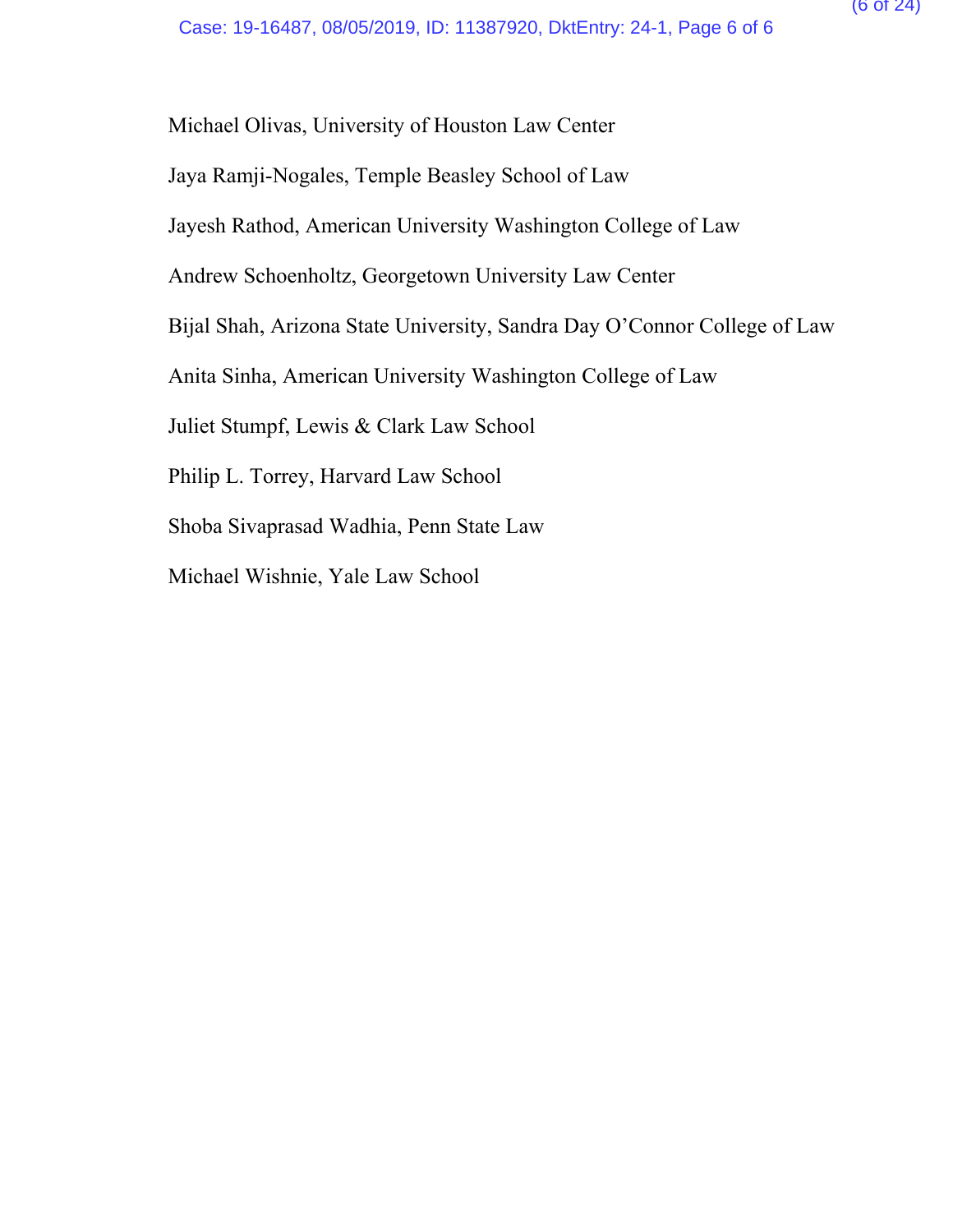Michael Olivas, University of Houston Law Center

Jaya Ramji-Nogales, Temple Beasley School of Law

Jayesh Rathod, American University Washington College of Law

Andrew Schoenholtz, Georgetown University Law Center

Bijal Shah, Arizona State University, Sandra Day O'Connor College of Law

Anita Sinha, American University Washington College of Law

Juliet Stumpf, Lewis & Clark Law School

Philip L. Torrey, Harvard Law School

Shoba Sivaprasad Wadhia, Penn State Law

Michael Wishnie, Yale Law School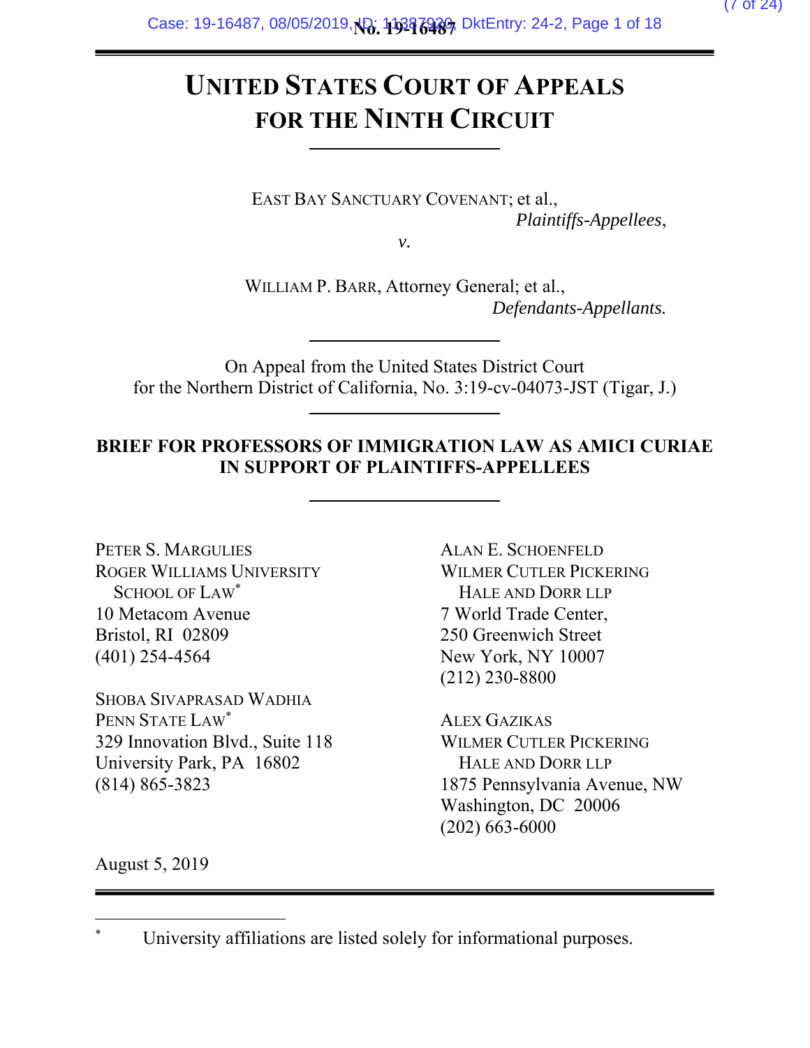No. 19-16487

# UNITED STATES COURT OF APPEALS FOR THE NINTH CIRCUIT

EAST BAY SANCTUARY COVENANT; et al.,
*Plaintiffs-Appellees*,

*v.*

WILLIAM P. BARR, Attorney General; et al.,
*Defendants-Appellants.*

On Appeal from the United States District Court for the Northern District of California, No. 3:19-cv-04073-JST (Tigar, J.)

**BRIEF FOR PROFESSORS OF IMMIGRATION LAW AS AMICI CURIAE IN SUPPORT OF PLAINTIFFS-APPELLEES**

PETER S. MARGULIES
ROGER WILLIAMS UNIVERSITY SCHOOL OF LAW*
10 Metacom Avenue
Bristol, RI 02809
(401) 254-4564

SHOBA SIVAPRASAD WADHIA
PENN STATE LAW*
329 Innovation Blvd., Suite 118
University Park, PA 16802
(814) 865-3823

ALAN E. SCHOENFELD
WILMER CUTLER PICKERING HALE AND DORR LLP
7 World Trade Center,
250 Greenwich Street
New York, NY 10007
(212) 230-8800

ALEX GAZIKAS
WILMER CUTLER PICKERING HALE AND DORR LLP
1875 Pennsylvania Avenue, NW
Washington, DC 20006
(202) 663-6000

August 5, 2019

* University affiliations are listed solely for informational purposes.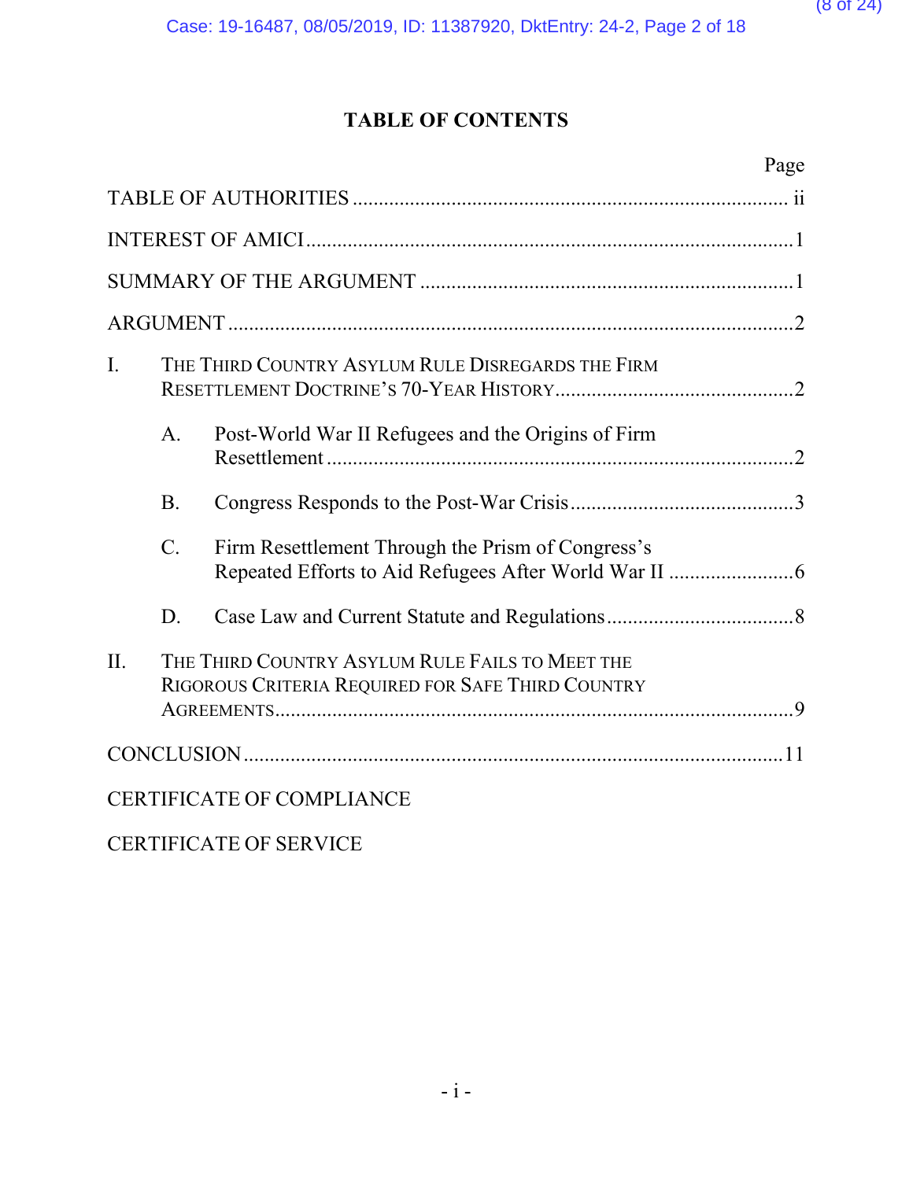## TABLE OF CONTENTS

| | Page |
|---|---|
| TABLE OF AUTHORITIES | ii |
| INTEREST OF AMICI | 1 |
| SUMMARY OF THE ARGUMENT | 1 |
| ARGUMENT | 2 |
| I. THE THIRD COUNTRY ASYLUM RULE DISREGARDS THE FIRM RESETTLEMENT DOCTRINE'S 70-YEAR HISTORY | 2 |
| A. Post-World War II Refugees and the Origins of Firm Resettlement | 2 |
| B. Congress Responds to the Post-War Crisis | 3 |
| C. Firm Resettlement Through the Prism of Congress's Repeated Efforts to Aid Refugees After World War II | 6 |
| D. Case Law and Current Statute and Regulations | 8 |
| II. THE THIRD COUNTRY ASYLUM RULE FAILS TO MEET THE RIGOROUS CRITERIA REQUIRED FOR SAFE THIRD COUNTRY AGREEMENTS | 9 |
| CONCLUSION | 11 |
| CERTIFICATE OF COMPLIANCE | |
| CERTIFICATE OF SERVICE | |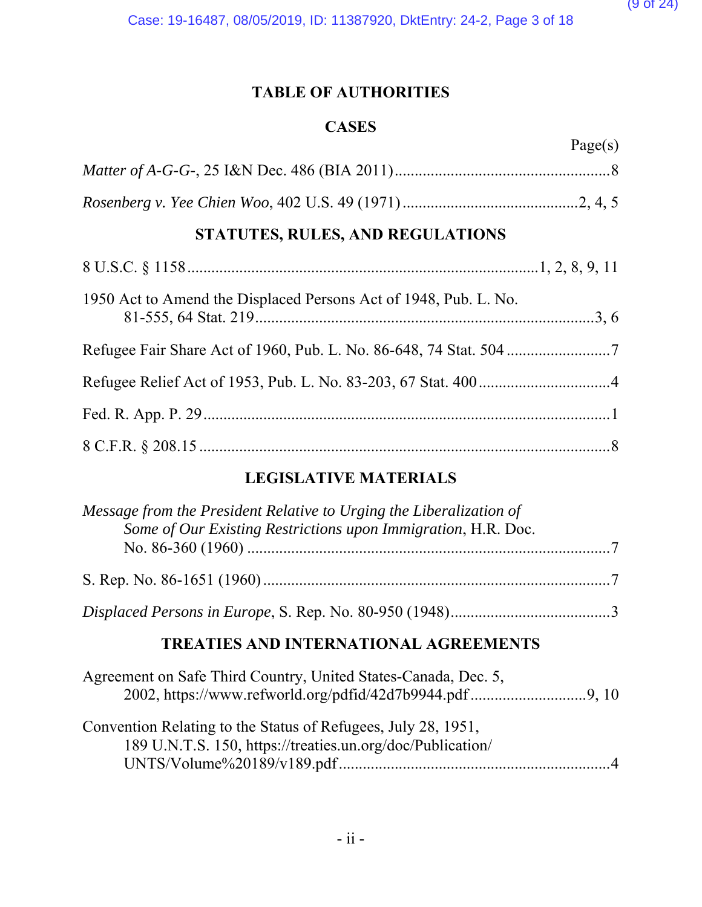# TABLE OF AUTHORITIES

## CASES

Page(s)

*Matter of A-G-G-*, 25 I&N Dec. 486 (BIA 2011) ......................................................8

*Rosenberg v. Yee Chien Woo*, 402 U.S. 49 (1971) ............................................2, 4, 5

## STATUTES, RULES, AND REGULATIONS

8 U.S.C. § 1158 .......................................................................................1, 2, 8, 9, 11

1950 Act to Amend the Displaced Persons Act of 1948, Pub. L. No. 81-555, 64 Stat. 219 ......................................................................................3, 6

Refugee Fair Share Act of 1960, Pub. L. No. 86-648, 74 Stat. 504 ..........................7

Refugee Relief Act of 1953, Pub. L. No. 83-203, 67 Stat. 400 .................................4

Fed. R. App. P. 29 .....................................................................................................1

8 C.F.R. § 208.15 ......................................................................................................8

## LEGISLATIVE MATERIALS

*Message from the President Relative to Urging the Liberalization of Some of Our Existing Restrictions upon Immigration*, H.R. Doc. No. 86-360 (1960) ..........................................................................................7

S. Rep. No. 86-1651 (1960) .......................................................................................7

*Displaced Persons in Europe*, S. Rep. No. 80-950 (1948) ........................................3

## TREATIES AND INTERNATIONAL AGREEMENTS

Agreement on Safe Third Country, United States-Canada, Dec. 5, 2002, https://www.refworld.org/pdfid/42d7b9944.pdf .............................9, 10

Convention Relating to the Status of Refugees, July 28, 1951, 189 U.N.T.S. 150, https://treaties.un.org/doc/Publication/UNTS/Volume%20189/v189.pdf ....................................................................4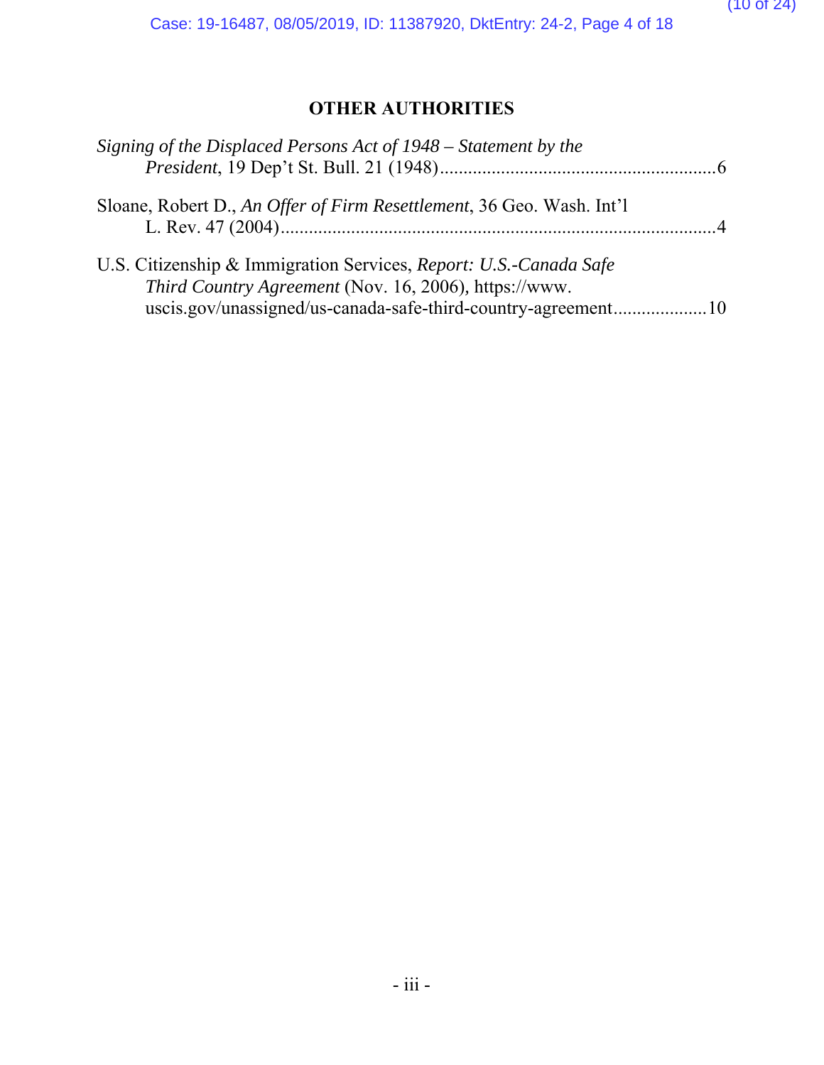## OTHER AUTHORITIES

*Signing of the Displaced Persons Act of 1948 – Statement by the President*, 19 Dep't St. Bull. 21 (1948)..........................................................6

Sloane, Robert D., *An Offer of Firm Resettlement*, 36 Geo. Wash. Int'l L. Rev. 47 (2004)............................................................................................4

U.S. Citizenship & Immigration Services, *Report: U.S.-Canada Safe Third Country Agreement* (Nov. 16, 2006), https://www.uscis.gov/unassigned/us-canada-safe-third-country-agreement...................10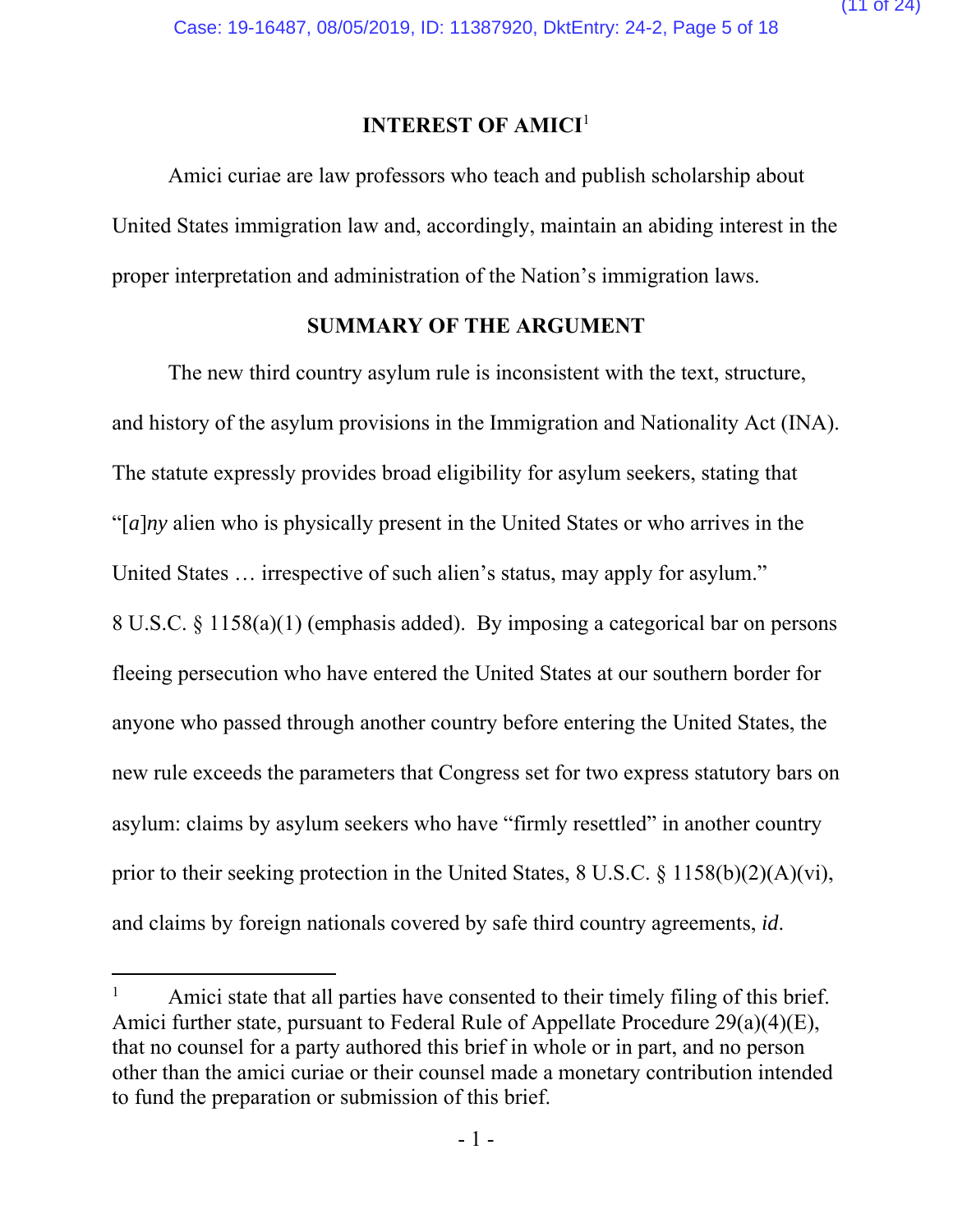## INTEREST OF AMICI[1]

Amici curiae are law professors who teach and publish scholarship about United States immigration law and, accordingly, maintain an abiding interest in the proper interpretation and administration of the Nation's immigration laws.

## SUMMARY OF THE ARGUMENT

The new third country asylum rule is inconsistent with the text, structure, and history of the asylum provisions in the Immigration and Nationality Act (INA). The statute expressly provides broad eligibility for asylum seekers, stating that "[*a*]*ny* alien who is physically present in the United States or who arrives in the United States … irrespective of such alien's status, may apply for asylum." 8 U.S.C. § 1158(a)(1) (emphasis added). By imposing a categorical bar on persons fleeing persecution who have entered the United States at our southern border for anyone who passed through another country before entering the United States, the new rule exceeds the parameters that Congress set for two express statutory bars on asylum: claims by asylum seekers who have "firmly resettled" in another country prior to their seeking protection in the United States, 8 U.S.C. § 1158(b)(2)(A)(vi), and claims by foreign nationals covered by safe third country agreements, *id*.

---

[1] Amici state that all parties have consented to their timely filing of this brief. Amici further state, pursuant to Federal Rule of Appellate Procedure 29(a)(4)(E), that no counsel for a party authored this brief in whole or in part, and no person other than the amici curiae or their counsel made a monetary contribution intended to fund the preparation or submission of this brief.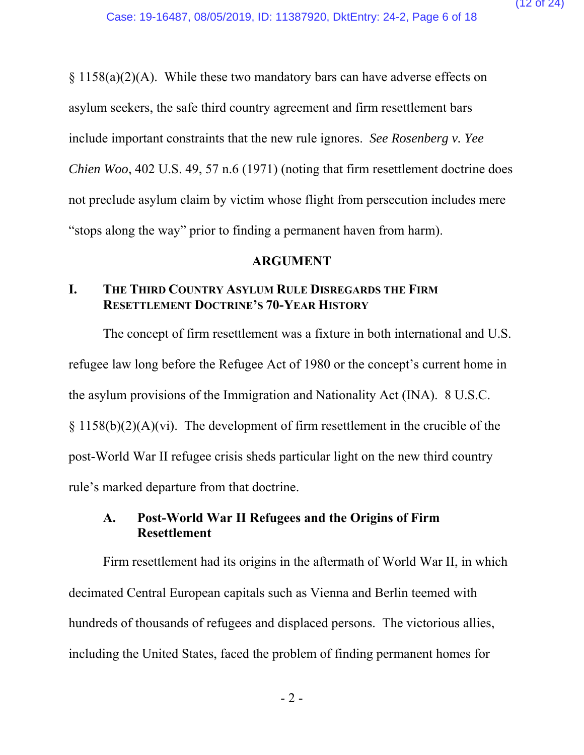§ 1158(a)(2)(A). While these two mandatory bars can have adverse effects on asylum seekers, the safe third country agreement and firm resettlement bars include important constraints that the new rule ignores. *See Rosenberg v. Yee Chien Woo*, 402 U.S. 49, 57 n.6 (1971) (noting that firm resettlement doctrine does not preclude asylum claim by victim whose flight from persecution includes mere "stops along the way" prior to finding a permanent haven from harm).

## ARGUMENT

### I. THE THIRD COUNTRY ASYLUM RULE DISREGARDS THE FIRM RESETTLEMENT DOCTRINE'S 70-YEAR HISTORY

The concept of firm resettlement was a fixture in both international and U.S. refugee law long before the Refugee Act of 1980 or the concept's current home in the asylum provisions of the Immigration and Nationality Act (INA). 8 U.S.C. § 1158(b)(2)(A)(vi). The development of firm resettlement in the crucible of the post-World War II refugee crisis sheds particular light on the new third country rule's marked departure from that doctrine.

#### A. Post-World War II Refugees and the Origins of Firm Resettlement

Firm resettlement had its origins in the aftermath of World War II, in which decimated Central European capitals such as Vienna and Berlin teemed with hundreds of thousands of refugees and displaced persons. The victorious allies, including the United States, faced the problem of finding permanent homes for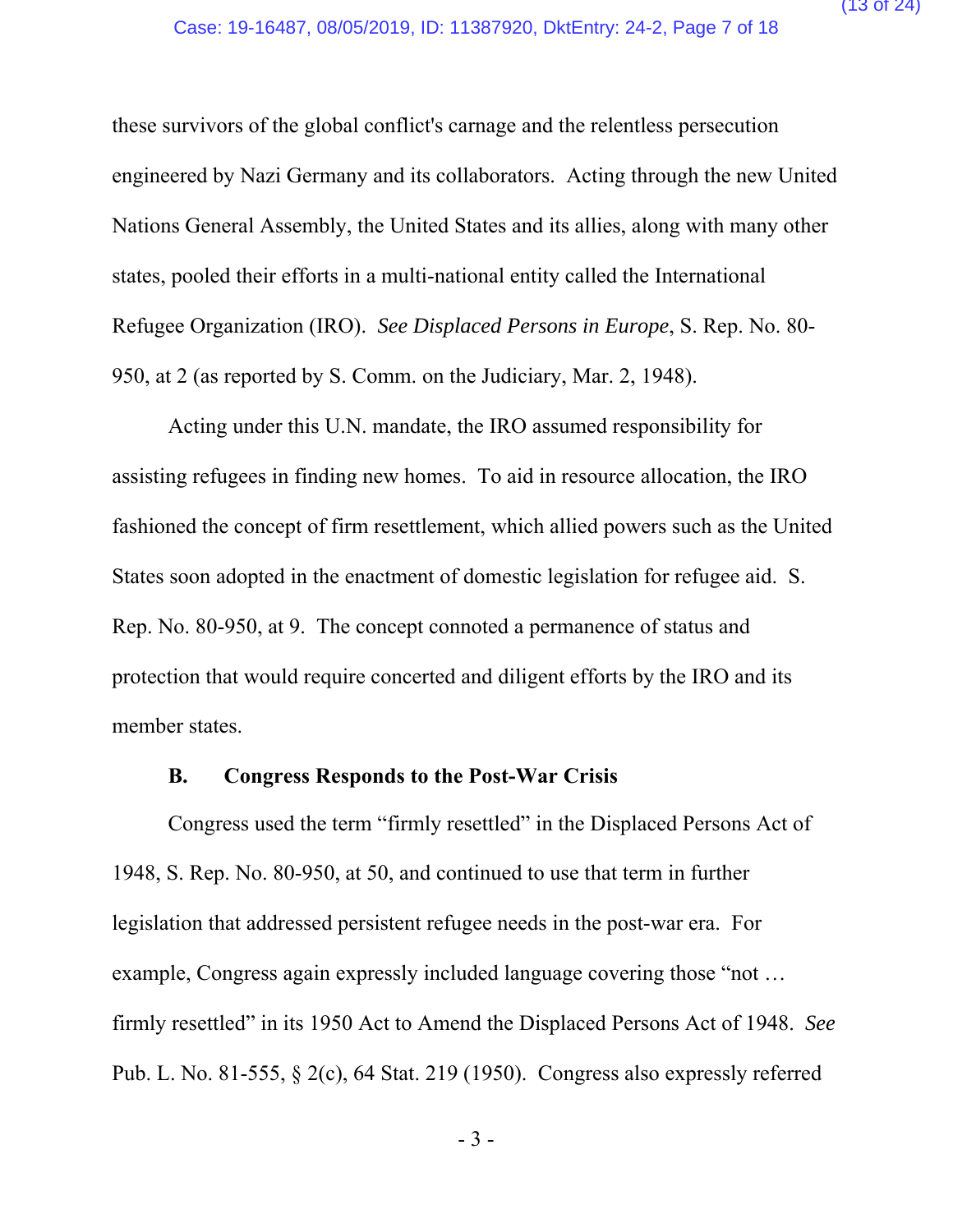these survivors of the global conflict's carnage and the relentless persecution engineered by Nazi Germany and its collaborators. Acting through the new United Nations General Assembly, the United States and its allies, along with many other states, pooled their efforts in a multi-national entity called the International Refugee Organization (IRO). *See Displaced Persons in Europe*, S. Rep. No. 80-950, at 2 (as reported by S. Comm. on the Judiciary, Mar. 2, 1948).

Acting under this U.N. mandate, the IRO assumed responsibility for assisting refugees in finding new homes. To aid in resource allocation, the IRO fashioned the concept of firm resettlement, which allied powers such as the United States soon adopted in the enactment of domestic legislation for refugee aid. S. Rep. No. 80-950, at 9. The concept connoted a permanence of status and protection that would require concerted and diligent efforts by the IRO and its member states.

### B. Congress Responds to the Post-War Crisis

Congress used the term "firmly resettled" in the Displaced Persons Act of 1948, S. Rep. No. 80-950, at 50, and continued to use that term in further legislation that addressed persistent refugee needs in the post-war era. For example, Congress again expressly included language covering those "not … firmly resettled" in its 1950 Act to Amend the Displaced Persons Act of 1948. *See* Pub. L. No. 81-555, § 2(c), 64 Stat. 219 (1950). Congress also expressly referred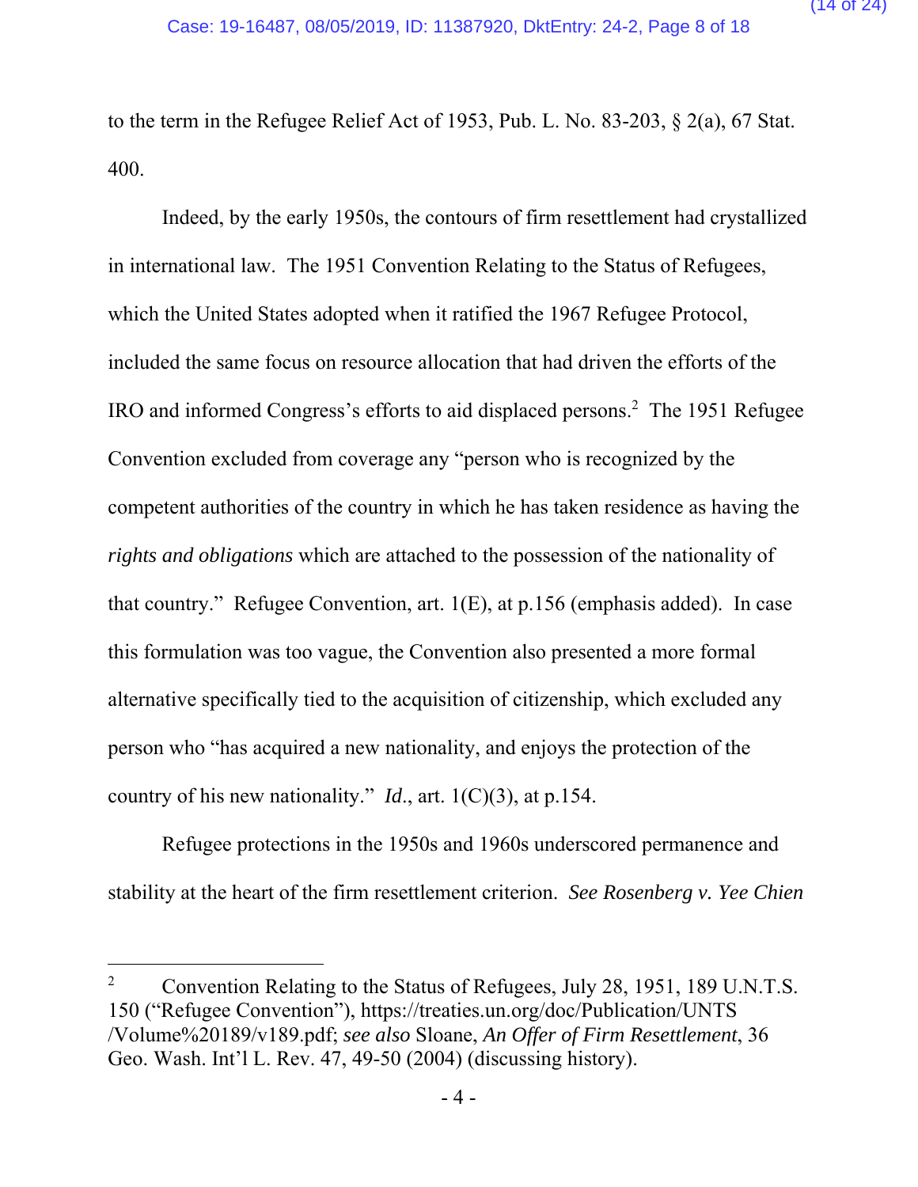to the term in the Refugee Relief Act of 1953, Pub. L. No. 83-203, § 2(a), 67 Stat. 400.

Indeed, by the early 1950s, the contours of firm resettlement had crystallized in international law. The 1951 Convention Relating to the Status of Refugees, which the United States adopted when it ratified the 1967 Refugee Protocol, included the same focus on resource allocation that had driven the efforts of the IRO and informed Congress's efforts to aid displaced persons.[2] The 1951 Refugee Convention excluded from coverage any "person who is recognized by the competent authorities of the country in which he has taken residence as having the *rights and obligations* which are attached to the possession of the nationality of that country." Refugee Convention, art. 1(E), at p.156 (emphasis added). In case this formulation was too vague, the Convention also presented a more formal alternative specifically tied to the acquisition of citizenship, which excluded any person who "has acquired a new nationality, and enjoys the protection of the country of his new nationality." *Id.*, art. 1(C)(3), at p.154.

Refugee protections in the 1950s and 1960s underscored permanence and stability at the heart of the firm resettlement criterion. *See Rosenberg v. Yee Chien*

---

[2] Convention Relating to the Status of Refugees, July 28, 1951, 189 U.N.T.S. 150 ("Refugee Convention"), https://treaties.un.org/doc/Publication/UNTS/Volume%20189/v189.pdf; *see also* Sloane, *An Offer of Firm Resettlement*, 36 Geo. Wash. Int'l L. Rev. 47, 49-50 (2004) (discussing history).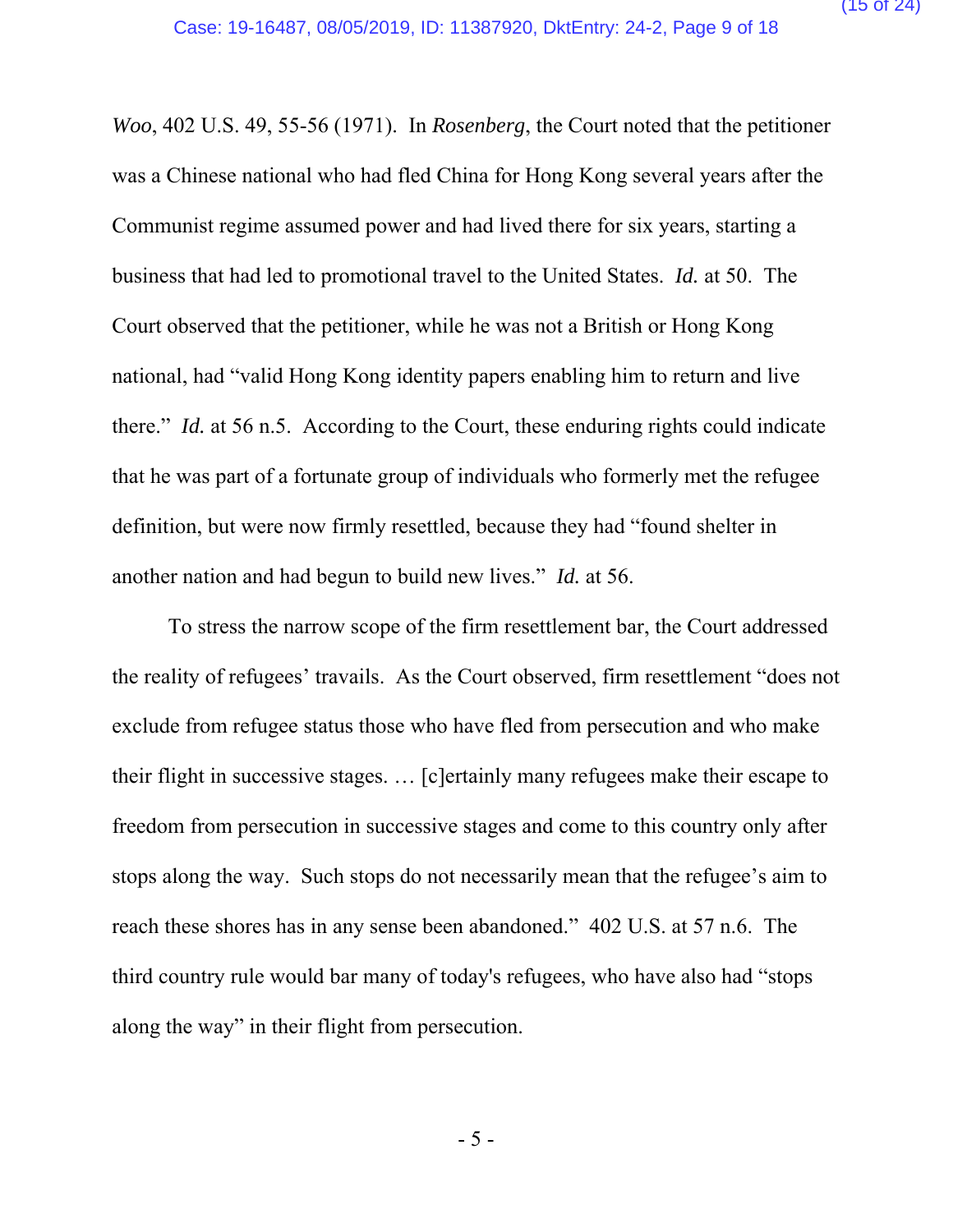*Woo*, 402 U.S. 49, 55-56 (1971). In *Rosenberg*, the Court noted that the petitioner was a Chinese national who had fled China for Hong Kong several years after the Communist regime assumed power and had lived there for six years, starting a business that had led to promotional travel to the United States. *Id.* at 50. The Court observed that the petitioner, while he was not a British or Hong Kong national, had "valid Hong Kong identity papers enabling him to return and live there." *Id.* at 56 n.5. According to the Court, these enduring rights could indicate that he was part of a fortunate group of individuals who formerly met the refugee definition, but were now firmly resettled, because they had "found shelter in another nation and had begun to build new lives." *Id.* at 56.

To stress the narrow scope of the firm resettlement bar, the Court addressed the reality of refugees' travails. As the Court observed, firm resettlement "does not exclude from refugee status those who have fled from persecution and who make their flight in successive stages. … [c]ertainly many refugees make their escape to freedom from persecution in successive stages and come to this country only after stops along the way. Such stops do not necessarily mean that the refugee's aim to reach these shores has in any sense been abandoned." 402 U.S. at 57 n.6. The third country rule would bar many of today's refugees, who have also had "stops along the way" in their flight from persecution.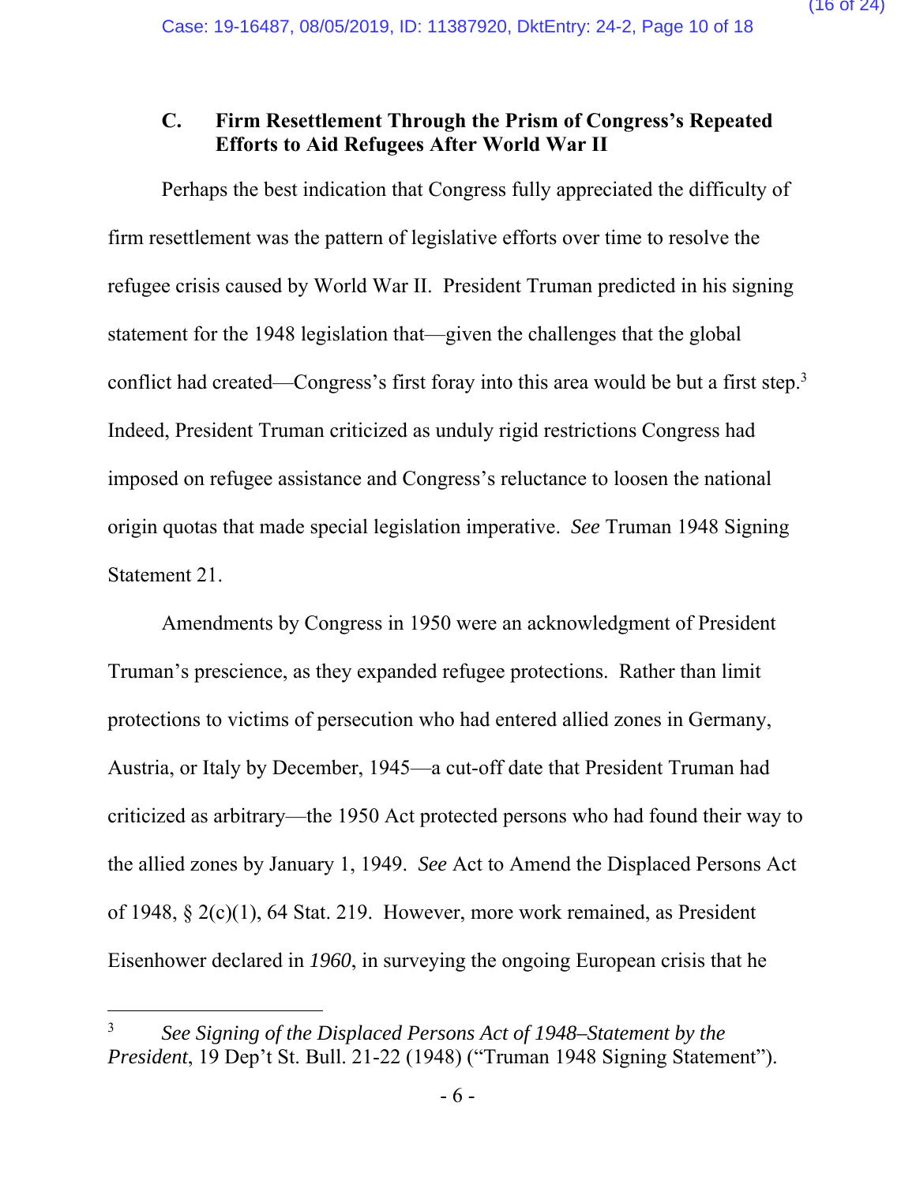### C. Firm Resettlement Through the Prism of Congress's Repeated Efforts to Aid Refugees After World War II

Perhaps the best indication that Congress fully appreciated the difficulty of firm resettlement was the pattern of legislative efforts over time to resolve the refugee crisis caused by World War II. President Truman predicted in his signing statement for the 1948 legislation that—given the challenges that the global conflict had created—Congress's first foray into this area would be but a first step.[3] Indeed, President Truman criticized as unduly rigid restrictions Congress had imposed on refugee assistance and Congress's reluctance to loosen the national origin quotas that made special legislation imperative. *See* Truman 1948 Signing Statement 21.

Amendments by Congress in 1950 were an acknowledgment of President Truman's prescience, as they expanded refugee protections. Rather than limit protections to victims of persecution who had entered allied zones in Germany, Austria, or Italy by December, 1945—a cut-off date that President Truman had criticized as arbitrary—the 1950 Act protected persons who had found their way to the allied zones by January 1, 1949. *See* Act to Amend the Displaced Persons Act of 1948, § 2(c)(1), 64 Stat. 219. However, more work remained, as President Eisenhower declared in *1960*, in surveying the ongoing European crisis that he

---

[3] *See Signing of the Displaced Persons Act of 1948–Statement by the President*, 19 Dep't St. Bull. 21-22 (1948) ("Truman 1948 Signing Statement").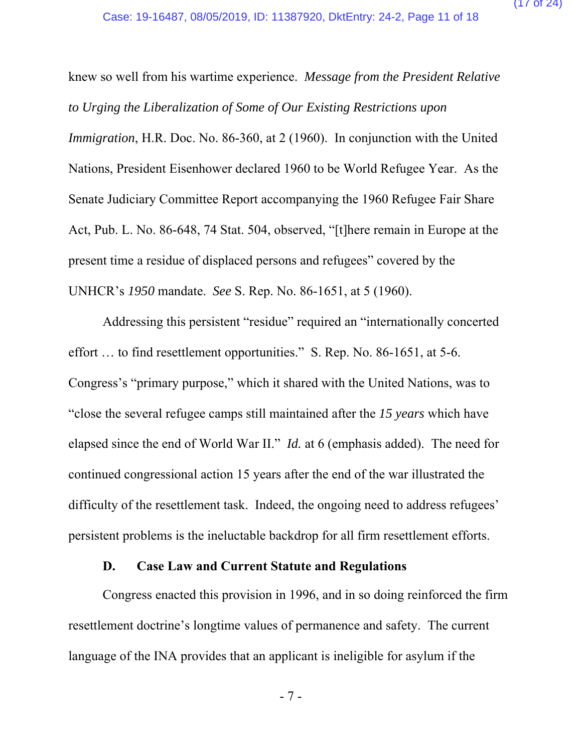knew so well from his wartime experience. *Message from the President Relative to Urging the Liberalization of Some of Our Existing Restrictions upon Immigration*, H.R. Doc. No. 86-360, at 2 (1960). In conjunction with the United Nations, President Eisenhower declared 1960 to be World Refugee Year. As the Senate Judiciary Committee Report accompanying the 1960 Refugee Fair Share Act, Pub. L. No. 86-648, 74 Stat. 504, observed, "[t]here remain in Europe at the present time a residue of displaced persons and refugees" covered by the UNHCR's *1950* mandate. *See* S. Rep. No. 86-1651, at 5 (1960).

Addressing this persistent "residue" required an "internationally concerted effort … to find resettlement opportunities." S. Rep. No. 86-1651, at 5-6. Congress's "primary purpose," which it shared with the United Nations, was to "close the several refugee camps still maintained after the *15 years* which have elapsed since the end of World War II." *Id.* at 6 (emphasis added). The need for continued congressional action 15 years after the end of the war illustrated the difficulty of the resettlement task. Indeed, the ongoing need to address refugees' persistent problems is the ineluctable backdrop for all firm resettlement efforts.

### D. Case Law and Current Statute and Regulations

Congress enacted this provision in 1996, and in so doing reinforced the firm resettlement doctrine's longtime values of permanence and safety. The current language of the INA provides that an applicant is ineligible for asylum if the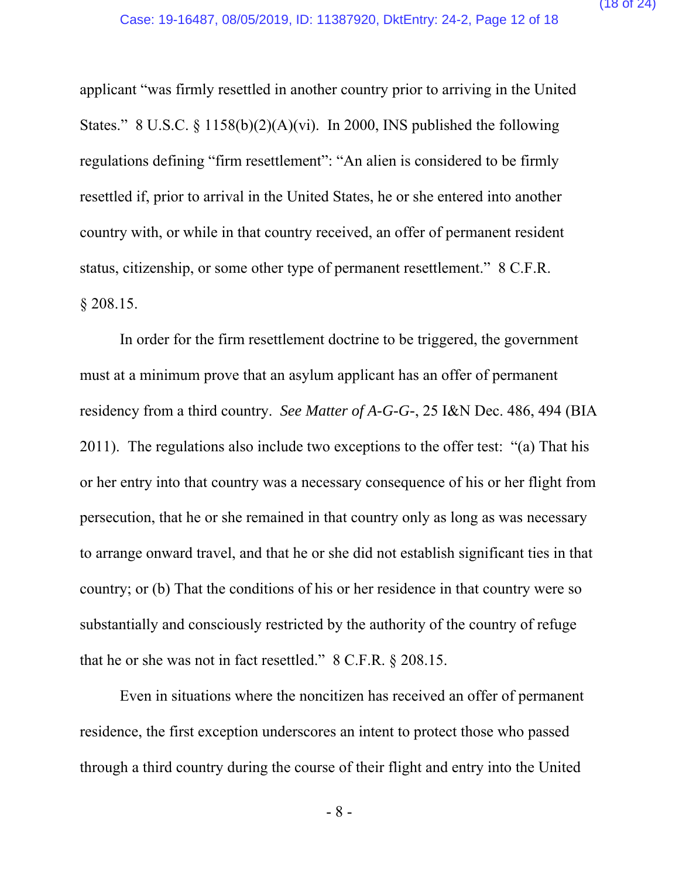applicant "was firmly resettled in another country prior to arriving in the United States." 8 U.S.C. § 1158(b)(2)(A)(vi). In 2000, INS published the following regulations defining "firm resettlement": "An alien is considered to be firmly resettled if, prior to arrival in the United States, he or she entered into another country with, or while in that country received, an offer of permanent resident status, citizenship, or some other type of permanent resettlement." 8 C.F.R. § 208.15.

In order for the firm resettlement doctrine to be triggered, the government must at a minimum prove that an asylum applicant has an offer of permanent residency from a third country. *See Matter of A-G-G-*, 25 I&N Dec. 486, 494 (BIA 2011). The regulations also include two exceptions to the offer test: "(a) That his or her entry into that country was a necessary consequence of his or her flight from persecution, that he or she remained in that country only as long as was necessary to arrange onward travel, and that he or she did not establish significant ties in that country; or (b) That the conditions of his or her residence in that country were so substantially and consciously restricted by the authority of the country of refuge that he or she was not in fact resettled." 8 C.F.R. § 208.15.

Even in situations where the noncitizen has received an offer of permanent residence, the first exception underscores an intent to protect those who passed through a third country during the course of their flight and entry into the United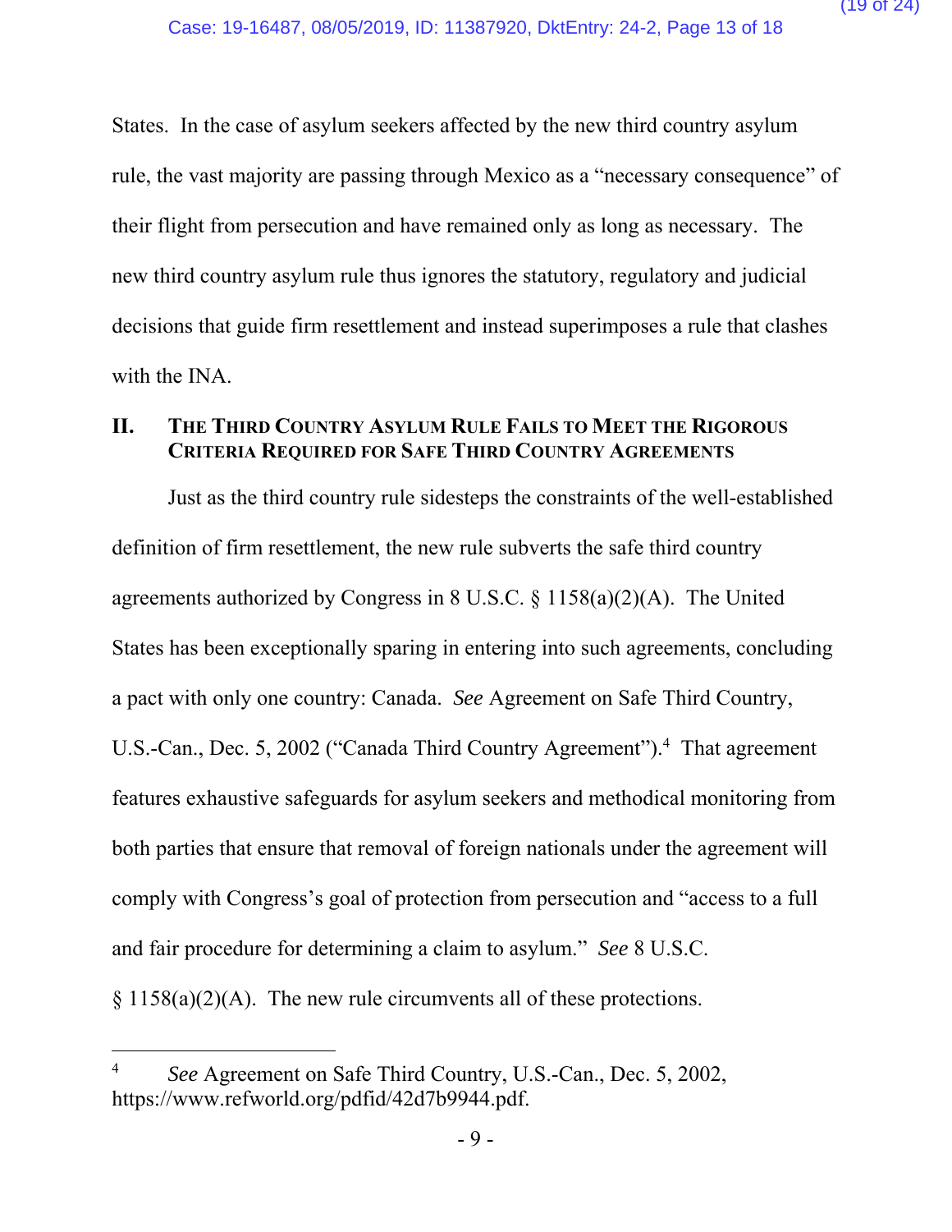States. In the case of asylum seekers affected by the new third country asylum rule, the vast majority are passing through Mexico as a "necessary consequence" of their flight from persecution and have remained only as long as necessary. The new third country asylum rule thus ignores the statutory, regulatory and judicial decisions that guide firm resettlement and instead superimposes a rule that clashes with the INA.

## II. THE THIRD COUNTRY ASYLUM RULE FAILS TO MEET THE RIGOROUS CRITERIA REQUIRED FOR SAFE THIRD COUNTRY AGREEMENTS

Just as the third country rule sidesteps the constraints of the well-established definition of firm resettlement, the new rule subverts the safe third country agreements authorized by Congress in 8 U.S.C. § 1158(a)(2)(A). The United States has been exceptionally sparing in entering into such agreements, concluding a pact with only one country: Canada. *See* Agreement on Safe Third Country, U.S.-Can., Dec. 5, 2002 ("Canada Third Country Agreement").[4] That agreement features exhaustive safeguards for asylum seekers and methodical monitoring from both parties that ensure that removal of foreign nationals under the agreement will comply with Congress's goal of protection from persecution and "access to a full and fair procedure for determining a claim to asylum." *See* 8 U.S.C. § 1158(a)(2)(A). The new rule circumvents all of these protections.

---

[4] *See* Agreement on Safe Third Country, U.S.-Can., Dec. 5, 2002, https://www.refworld.org/pdfid/42d7b9944.pdf.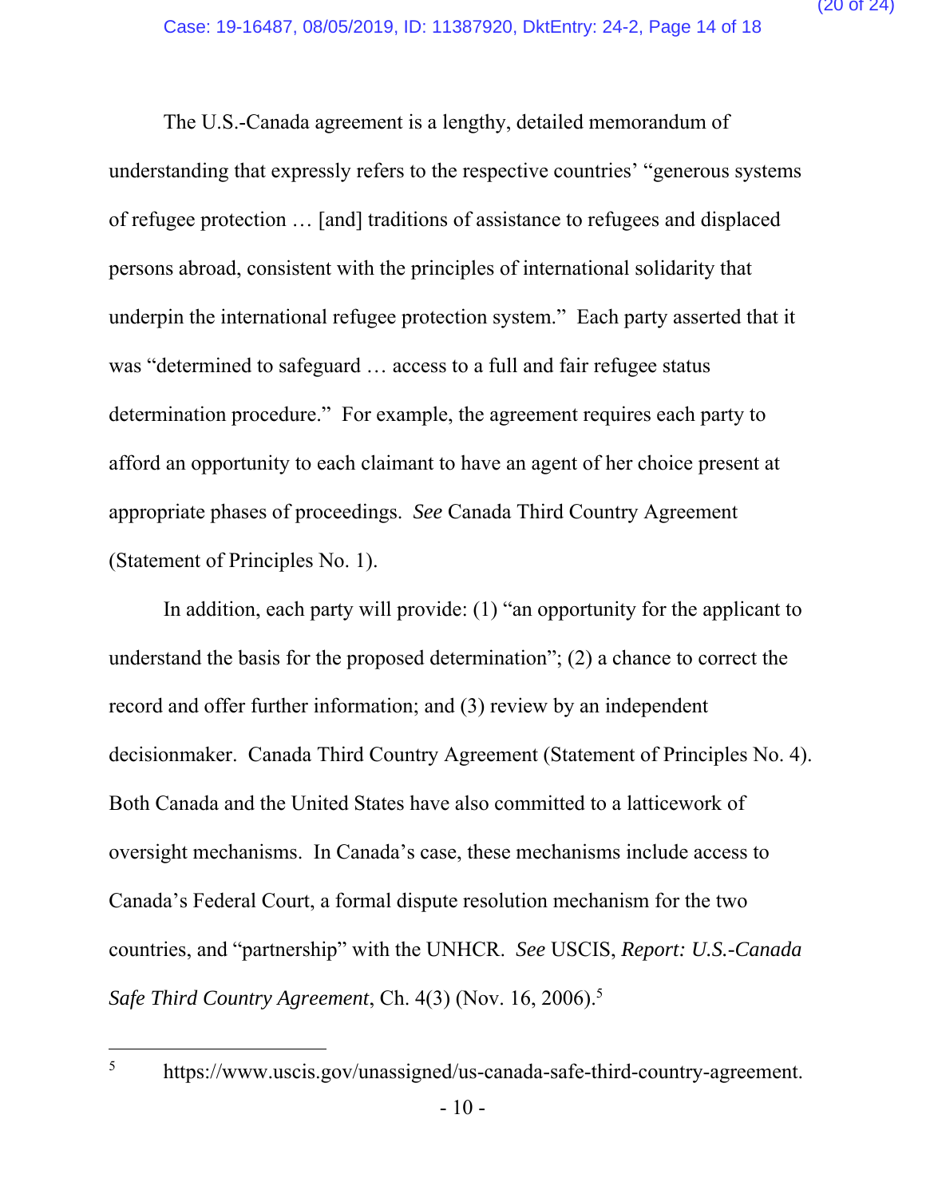The U.S.-Canada agreement is a lengthy, detailed memorandum of understanding that expressly refers to the respective countries' "generous systems of refugee protection … [and] traditions of assistance to refugees and displaced persons abroad, consistent with the principles of international solidarity that underpin the international refugee protection system." Each party asserted that it was "determined to safeguard … access to a full and fair refugee status determination procedure." For example, the agreement requires each party to afford an opportunity to each claimant to have an agent of her choice present at appropriate phases of proceedings. *See* Canada Third Country Agreement (Statement of Principles No. 1).

In addition, each party will provide: (1) "an opportunity for the applicant to understand the basis for the proposed determination"; (2) a chance to correct the record and offer further information; and (3) review by an independent decisionmaker. Canada Third Country Agreement (Statement of Principles No. 4). Both Canada and the United States have also committed to a latticework of oversight mechanisms. In Canada's case, these mechanisms include access to Canada's Federal Court, a formal dispute resolution mechanism for the two countries, and "partnership" with the UNHCR. *See* USCIS, *Report: U.S.-Canada Safe Third Country Agreement*, Ch. 4(3) (Nov. 16, 2006).[5]

---

[5] https://www.uscis.gov/unassigned/us-canada-safe-third-country-agreement.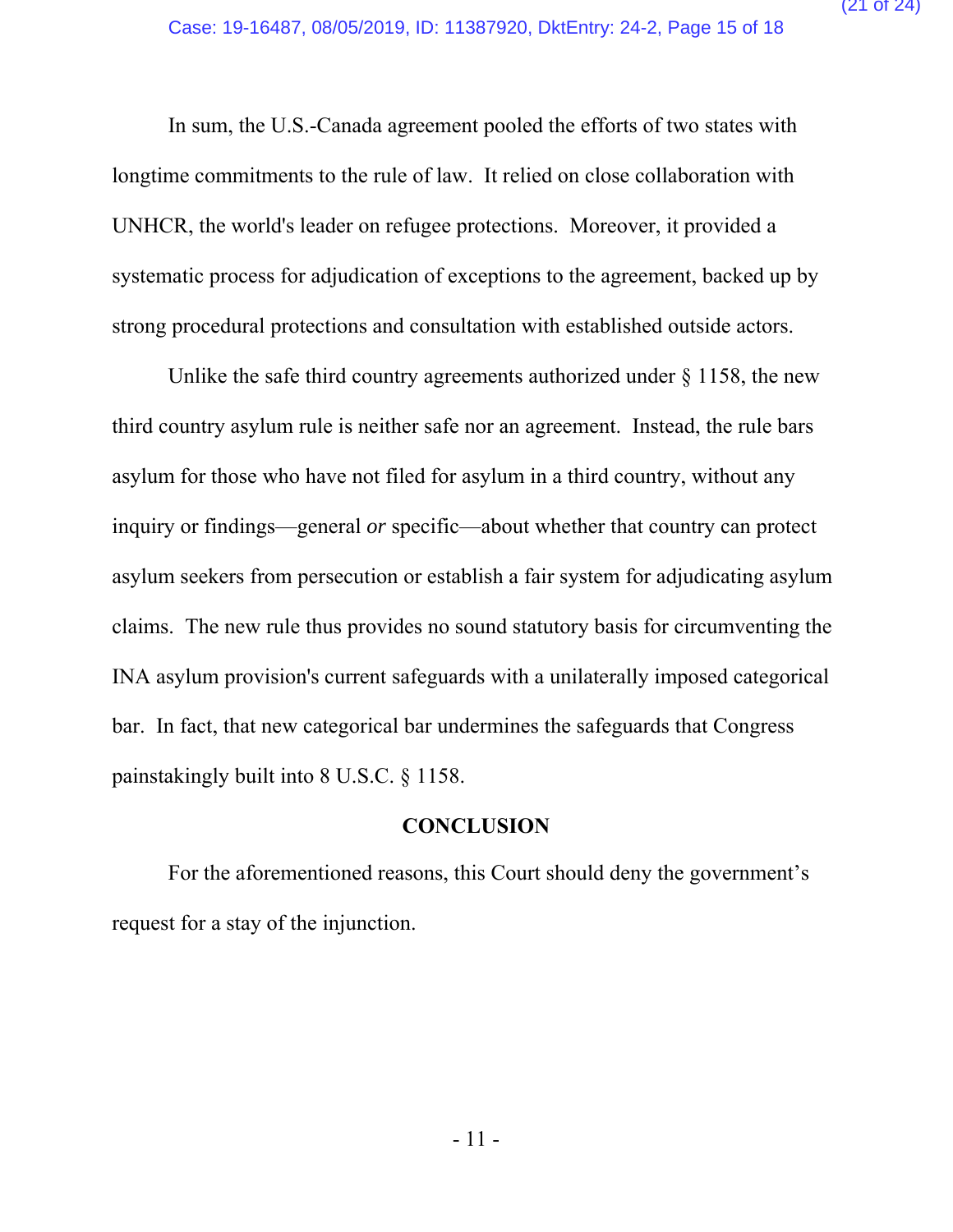In sum, the U.S.-Canada agreement pooled the efforts of two states with longtime commitments to the rule of law. It relied on close collaboration with UNHCR, the world's leader on refugee protections. Moreover, it provided a systematic process for adjudication of exceptions to the agreement, backed up by strong procedural protections and consultation with established outside actors.

Unlike the safe third country agreements authorized under § 1158, the new third country asylum rule is neither safe nor an agreement. Instead, the rule bars asylum for those who have not filed for asylum in a third country, without any inquiry or findings—general *or* specific—about whether that country can protect asylum seekers from persecution or establish a fair system for adjudicating asylum claims. The new rule thus provides no sound statutory basis for circumventing the INA asylum provision's current safeguards with a unilaterally imposed categorical bar. In fact, that new categorical bar undermines the safeguards that Congress painstakingly built into 8 U.S.C. § 1158.

## CONCLUSION

For the aforementioned reasons, this Court should deny the government's request for a stay of the injunction.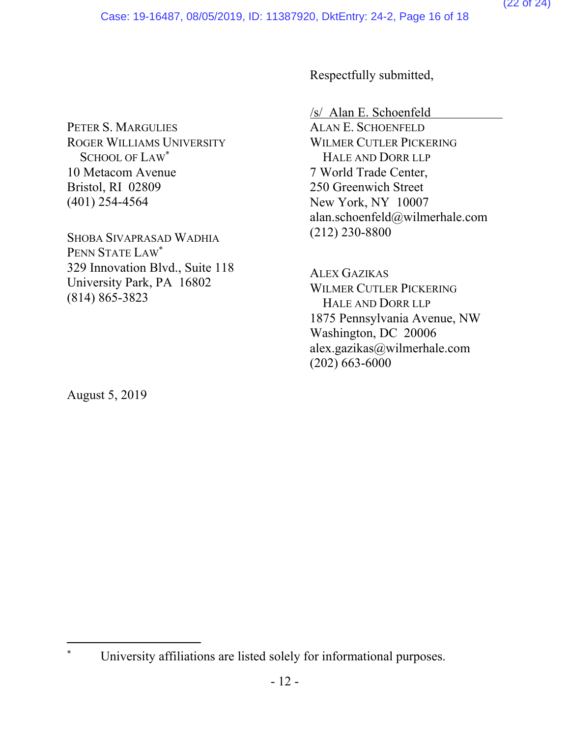Respectfully submitted,

/s/ Alan E. Schoenfeld
ALAN E. SCHOENFELD
WILMER CUTLER PICKERING
HALE AND DORR LLP
7 World Trade Center,
250 Greenwich Street
New York, NY 10007
alan.schoenfeld@wilmerhale.com
(212) 230-8800

ALEX GAZIKAS
WILMER CUTLER PICKERING
HALE AND DORR LLP
1875 Pennsylvania Avenue, NW
Washington, DC 20006
alex.gazikas@wilmerhale.com
(202) 663-6000

PETER S. MARGULIES
ROGER WILLIAMS UNIVERSITY
SCHOOL OF LAW*
10 Metacom Avenue
Bristol, RI 02809
(401) 254-4564

SHOBA SIVAPRASAD WADHIA
PENN STATE LAW*
329 Innovation Blvd., Suite 118
University Park, PA 16802
(814) 865-3823

August 5, 2019

---

* University affiliations are listed solely for informational purposes.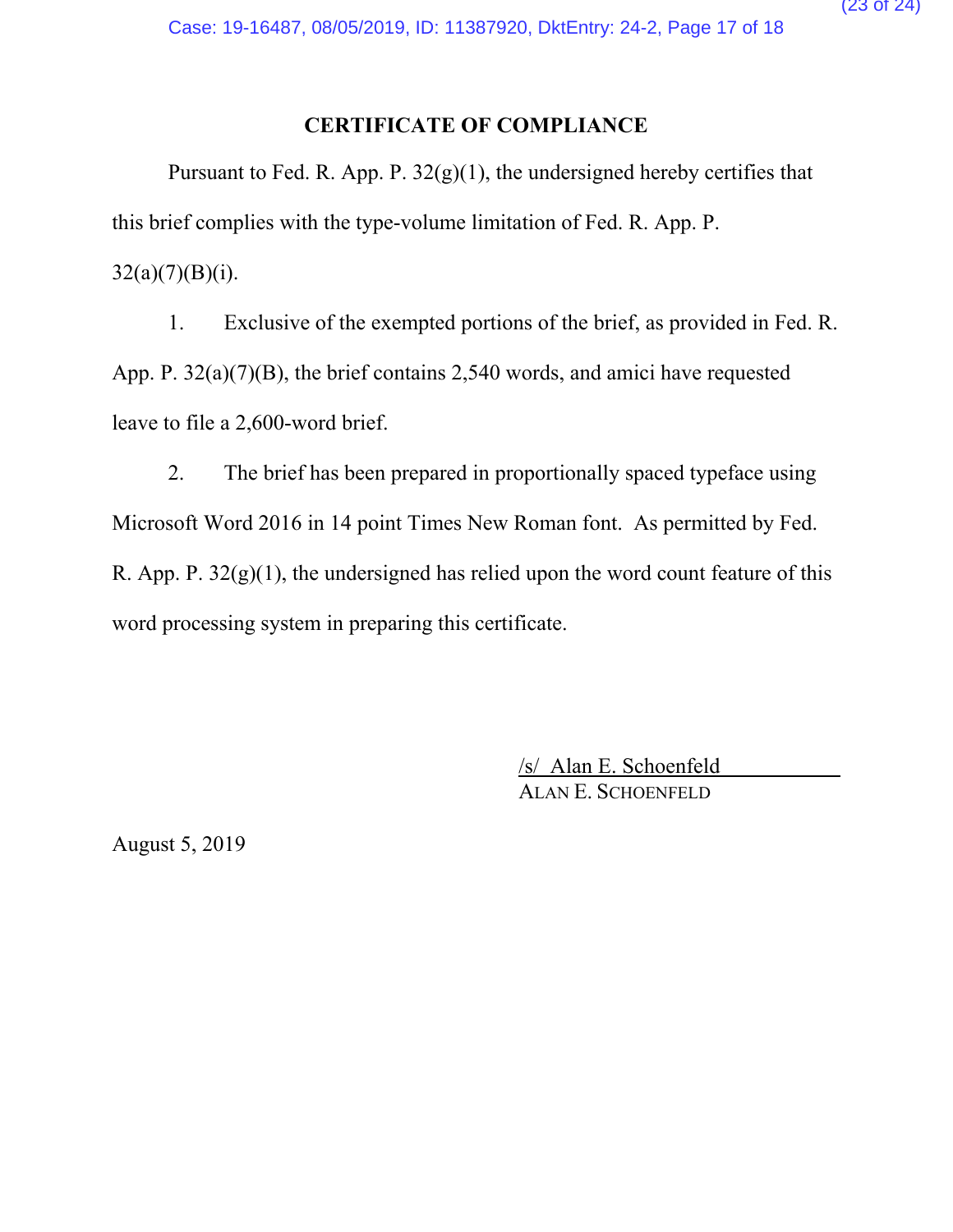## CERTIFICATE OF COMPLIANCE

Pursuant to Fed. R. App. P. 32(g)(1), the undersigned hereby certifies that this brief complies with the type-volume limitation of Fed. R. App. P. 32(a)(7)(B)(i).

1. Exclusive of the exempted portions of the brief, as provided in Fed. R. App. P. 32(a)(7)(B), the brief contains 2,540 words, and amici have requested leave to file a 2,600-word brief.

2. The brief has been prepared in proportionally spaced typeface using Microsoft Word 2016 in 14 point Times New Roman font. As permitted by Fed. R. App. P. 32(g)(1), the undersigned has relied upon the word count feature of this word processing system in preparing this certificate.

/s/ Alan E. Schoenfeld
ALAN E. SCHOENFELD

August 5, 2019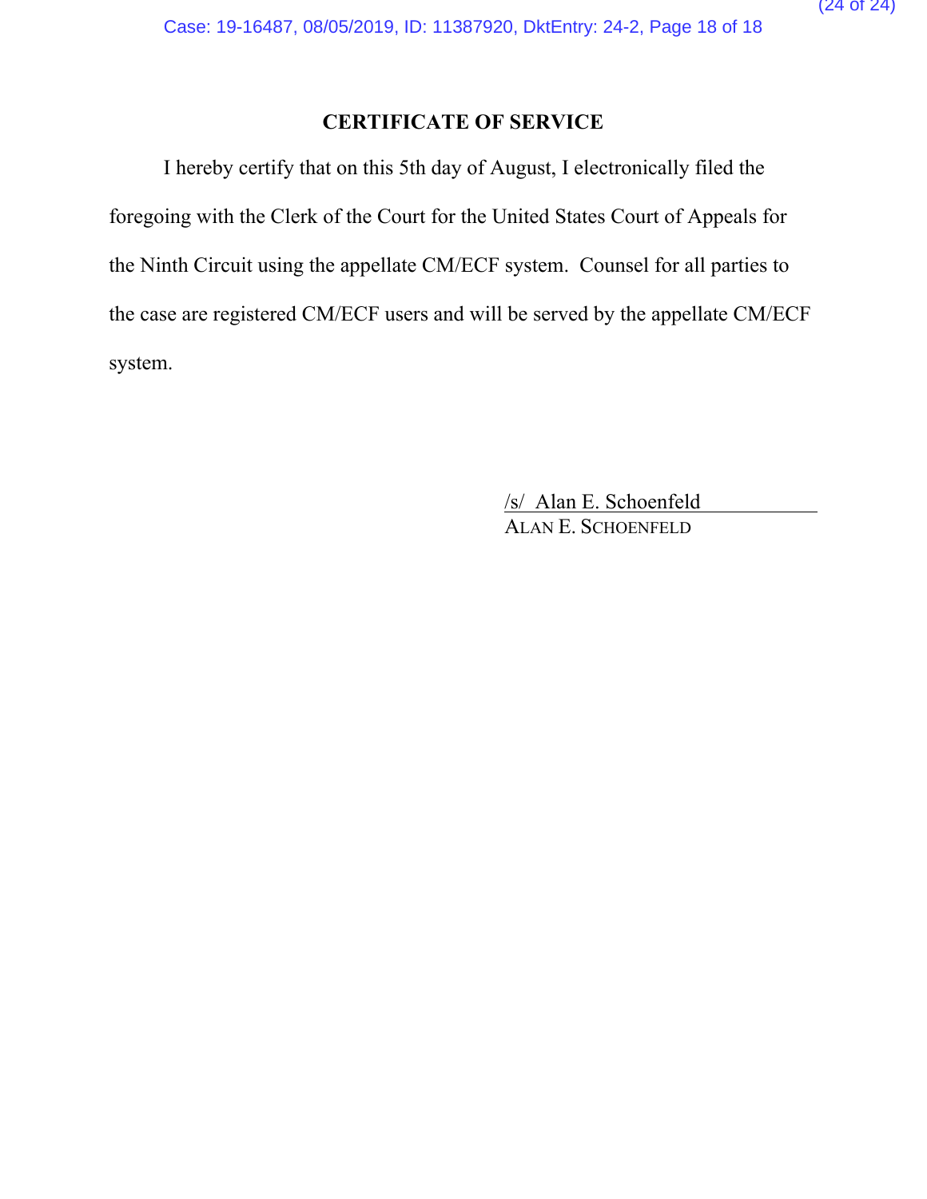## CERTIFICATE OF SERVICE

I hereby certify that on this 5th day of August, I electronically filed the foregoing with the Clerk of the Court for the United States Court of Appeals for the Ninth Circuit using the appellate CM/ECF system. Counsel for all parties to the case are registered CM/ECF users and will be served by the appellate CM/ECF system.

/s/ Alan E. Schoenfeld
ALAN E. SCHOENFELD